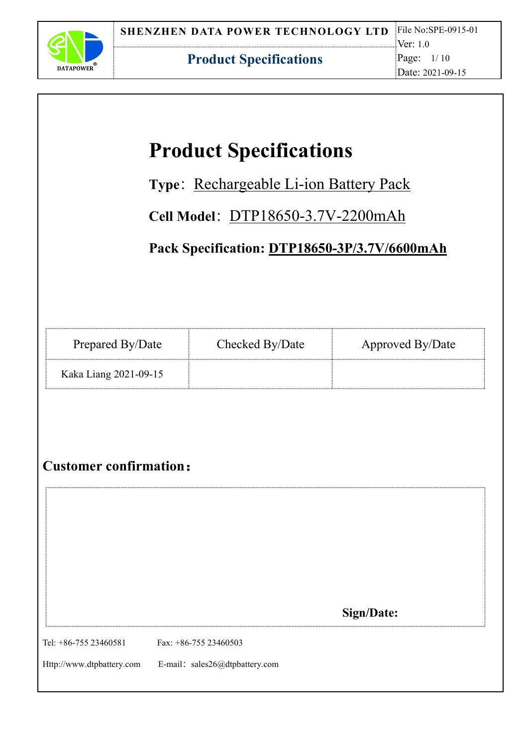# Product Specifications

**Type**：Rechargeable Li-ion Battery Pack

**Cell Model**：DTP18650-3.7V-2200mAh

**Pack Specification: DTP18650-3P/3.7V/6600mAh**

| Prepared By/Date | Checked By/Date | Approved By/Date |
|---|---|---|
| Kaka Liang 2021-09-15 | | |

## Customer confirmation：

| |
|---|
| **Sign/Date:** |

Tel: +86-755 23460581　　Fax: +86-755 23460503

Http://www.dtpbattery.com　　E-mail：sales26@dtpbattery.com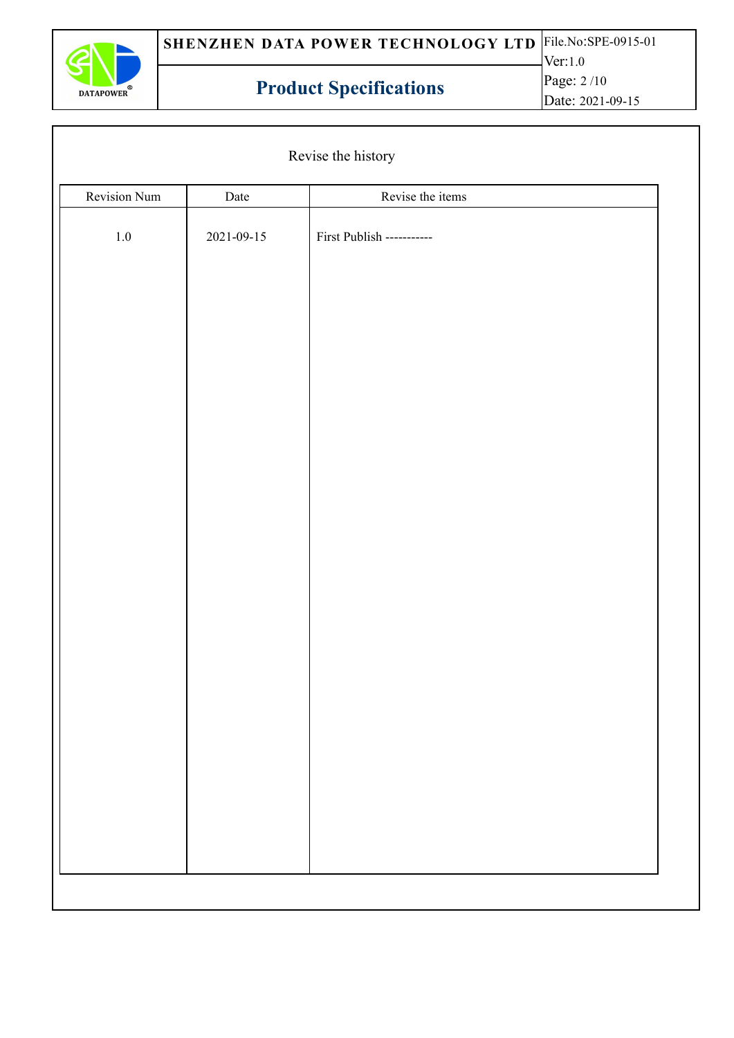Revise the history

| Revision Num | Date | Revise the items |
|---|---|---|
| 1.0 | 2021-09-15 | First Publish ----------- |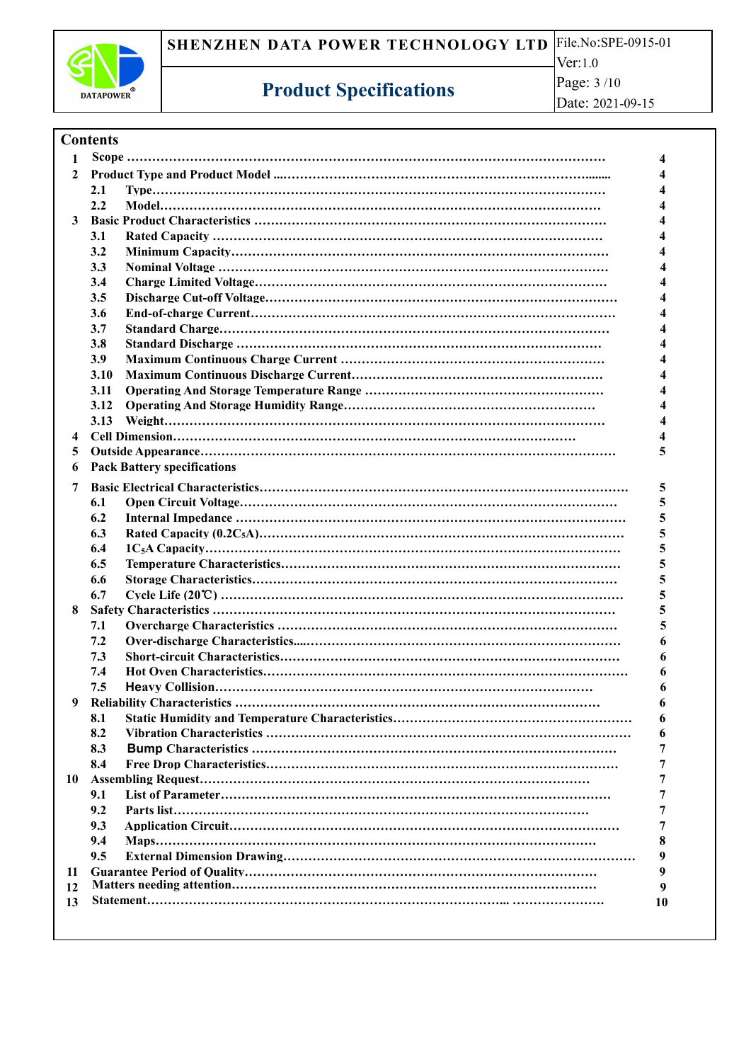## Contents

| | | |
|---|---|---|
| 1 | Scope | 4 |
| 2 | Product Type and Product Model | 4 |
| 2.1 | Type | 4 |
| 2.2 | Model | 4 |
| 3 | Basic Product Characteristics | 4 |
| 3.1 | Rated Capacity | 4 |
| 3.2 | Minimum Capacity | 4 |
| 3.3 | Nominal Voltage | 4 |
| 3.4 | Charge Limited Voltage | 4 |
| 3.5 | Discharge Cut-off Voltage | 4 |
| 3.6 | End-of-charge Current | 4 |
| 3.7 | Standard Charge | 4 |
| 3.8 | Standard Discharge | 4 |
| 3.9 | Maximum Continuous Charge Current | 4 |
| 3.10 | Maximum Continuous Discharge Current | 4 |
| 3.11 | Operating And Storage Temperature Range | 4 |
| 3.12 | Operating And Storage Humidity Range | 4 |
| 3.13 | Weight | 4 |
| 4 | Cell Dimension | 4 |
| 5 | Outside Appearance | 5 |
| 6 | Pack Battery specifications | |
| 7 | Basic Electrical Characteristics | 5 |
| 6.1 | Open Circuit Voltage | 5 |
| 6.2 | Internal Impedance | 5 |
| 6.3 | Rated Capacity ($0.2C_5A$) | 5 |
| 6.4 | $1C_5A$ Capacity | 5 |
| 6.5 | Temperature Characteristics | 5 |
| 6.6 | Storage Characteristics | 5 |
| 6.7 | Cycle Life (20℃) | 5 |
| 8 | Safety Characteristics | 5 |
| 7.1 | Overcharge Characteristics | 5 |
| 7.2 | Over-discharge Characteristics | 6 |
| 7.3 | Short-circuit Characteristics | 6 |
| 7.4 | Hot Oven Characteristics | 6 |
| 7.5 | Heavy Collision | 6 |
| 9 | Reliability Characteristics | 6 |
| 8.1 | Static Humidity and Temperature Characteristics | 6 |
| 8.2 | Vibration Characteristics | 6 |
| 8.3 | Bump Characteristics | 7 |
| 8.4 | Free Drop Characteristics | 7 |
| 10 | Assembling Request | 7 |
| 9.1 | List of Parameter | 7 |
| 9.2 | Parts list | 7 |
| 9.3 | Application Circuit | 7 |
| 9.4 | Maps | 8 |
| 9.5 | External Dimension Drawing | 9 |
| 11 | Guarantee Period of Quality | 9 |
| 12 | Matters needing attention | 9 |
| 13 | Statement | 10 |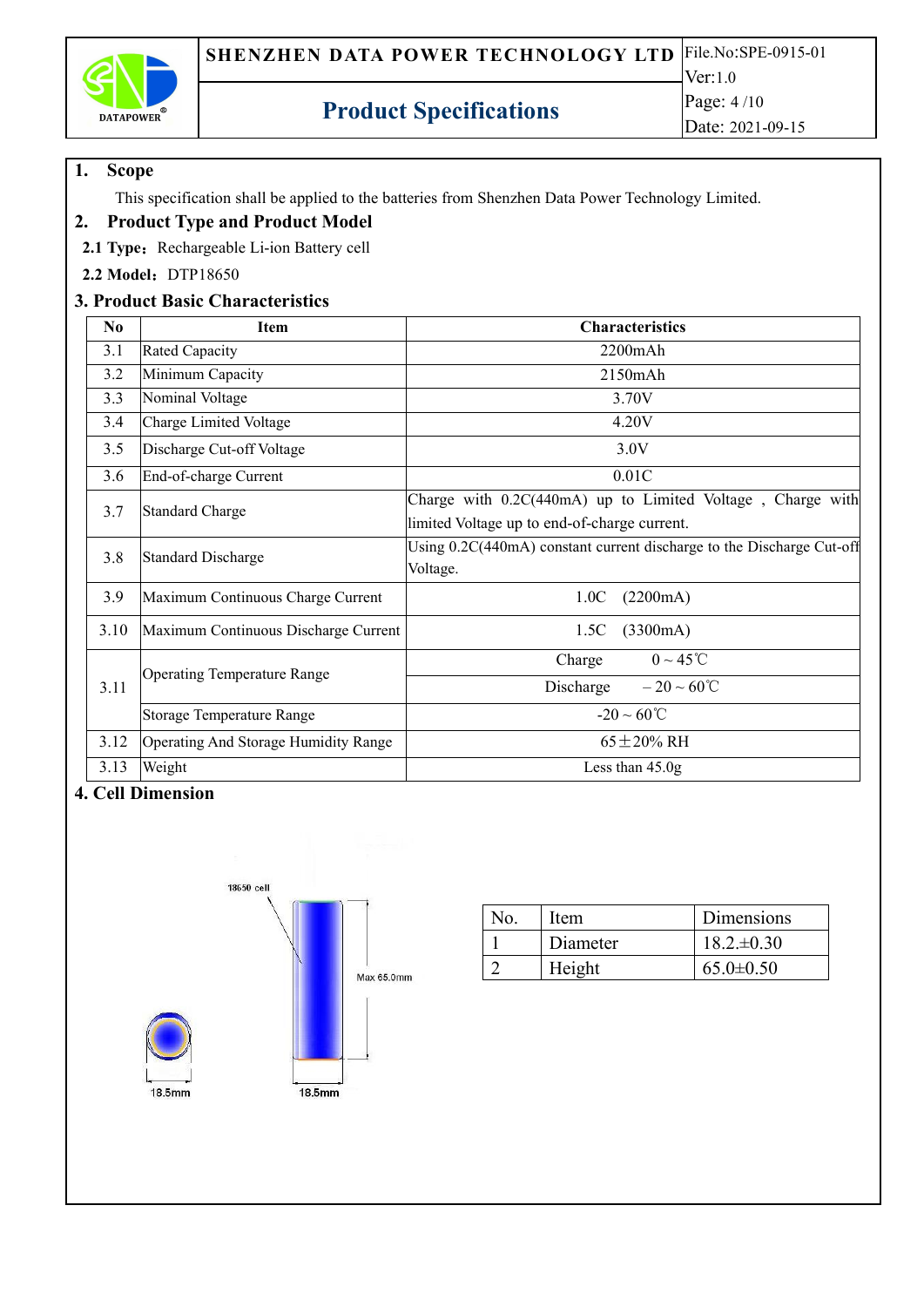## 1. Scope

This specification shall be applied to the batteries from Shenzhen Data Power Technology Limited.

## 2. Product Type and Product Model

**2.1 Type**：Rechargeable Li-ion Battery cell

**2.2 Model**：DTP18650

## 3. Product Basic Characteristics

| No | Item | Characteristics |
|---|---|---|
| 3.1 | Rated Capacity | 2200mAh |
| 3.2 | Minimum Capacity | 2150mAh |
| 3.3 | Nominal Voltage | 3.70V |
| 3.4 | Charge Limited Voltage | 4.20V |
| 3.5 | Discharge Cut-off Voltage | 3.0V |
| 3.6 | End-of-charge Current | 0.01C |
| 3.7 | Standard Charge | Charge with 0.2C(440mA) up to Limited Voltage , Charge with limited Voltage up to end-of-charge current. |
| 3.8 | Standard Discharge | Using 0.2C(440mA) constant current discharge to the Discharge Cut-off Voltage. |
| 3.9 | Maximum Continuous Charge Current | 1.0C (2200mA) |
| 3.10 | Maximum Continuous Discharge Current | 1.5C (3300mA) |
| 3.11 | Operating Temperature Range | Charge 0 ~ 45℃ |
| | | Discharge – 20 ~ 60℃ |
| | Storage Temperature Range | -20 ~ 60℃ |
| 3.12 | Operating And Storage Humidity Range | 65±20% RH |
| 3.13 | Weight | Less than 45.0g |

## 4. Cell Dimension

18650 cell

Max 65.0mm

18.5mm

18.5mm

| No. | Item | Dimensions |
|---|---|---|
| 1 | Diameter | 18.2.±0.30 |
| 2 | Height | 65.0±0.50 |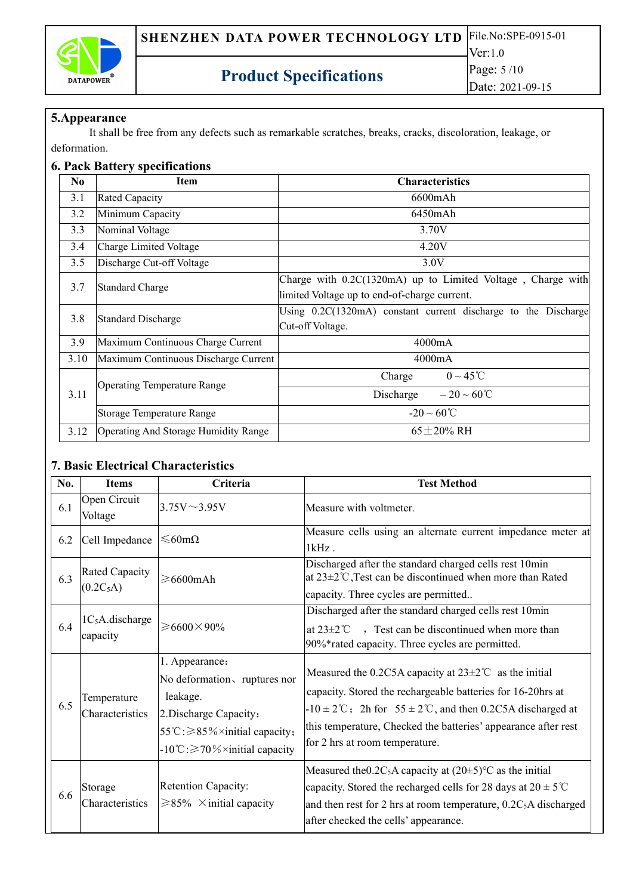## 5.Appearance

It shall be free from any defects such as remarkable scratches, breaks, cracks, discoloration, leakage, or deformation.

## 6. Pack Battery specifications

| No | Item | Characteristics | |
|---|---|---|---|
| 3.1 | Rated Capacity | 6600mAh | |
| 3.2 | Minimum Capacity | 6450mAh | |
| 3.3 | Nominal Voltage | 3.70V | |
| 3.4 | Charge Limited Voltage | 4.20V | |
| 3.5 | Discharge Cut-off Voltage | 3.0V | |
| 3.7 | Standard Charge | Charge with 0.2C(1320mA) up to Limited Voltage , Charge with limited Voltage up to end-of-charge current. | |
| 3.8 | Standard Discharge | Using 0.2C(1320mA) constant current discharge to the Discharge Cut-off Voltage. | |
| 3.9 | Maximum Continuous Charge Current | 4000mA | |
| 3.10 | Maximum Continuous Discharge Current | 4000mA | |
| 3.11 | Operating Temperature Range | Charge | 0 ~ 45℃ |
| | | Discharge | – 20 ~ 60℃ |
| | Storage Temperature Range | -20 ~ 60℃ | |
| 3.12 | Operating And Storage Humidity Range | 65±20% RH | |

## 7. Basic Electrical Characteristics

| No. | Items | Criteria | Test Method |
|---|---|---|---|
| 6.1 | Open Circuit Voltage | 3.75V～3.95V | Measure with voltmeter. |
| 6.2 | Cell Impedance | ≤60mΩ | Measure cells using an alternate current impedance meter at 1kHz . |
| 6.3 | Rated Capacity ($0.2C_5A$) | ≥6600mAh | Discharged after the standard charged cells rest 10min at 23±2℃,Test can be discontinued when more than Rated capacity. Three cycles are permitted.. |
| 6.4 | $1C_5A$.discharge capacity | ≥6600×90% | Discharged after the standard charged cells rest 10min at 23±2℃ ， Test can be discontinued when more than 90%*rated capacity. Three cycles are permitted. |
| 6.5 | Temperature Characteristics | 1. Appearance：<br>No deformation、ruptures nor leakage.<br>2.Discharge Capacity：<br>55℃:≥85%×initial capacity;<br>-10℃:≥70%×initial capacity | Measured the 0.2C5A capacity at 23±2℃ as the initial capacity. Stored the rechargeable batteries for 16-20hrs at -10 ± 2℃; 2h for 55 ± 2℃, and then 0.2C5A discharged at this temperature, Checked the batteries' appearance after rest for 2 hrs at room temperature. |
| 6.6 | Storage Characteristics | Retention Capacity:<br>≥85% ×initial capacity | Measured the$0.2C_5A$ capacity at (20±5)℃ as the initial capacity. Stored the recharged cells for 28 days at 20 ± 5℃ and then rest for 2 hrs at room temperature, $0.2C_5A$ discharged after checked the cells' appearance. |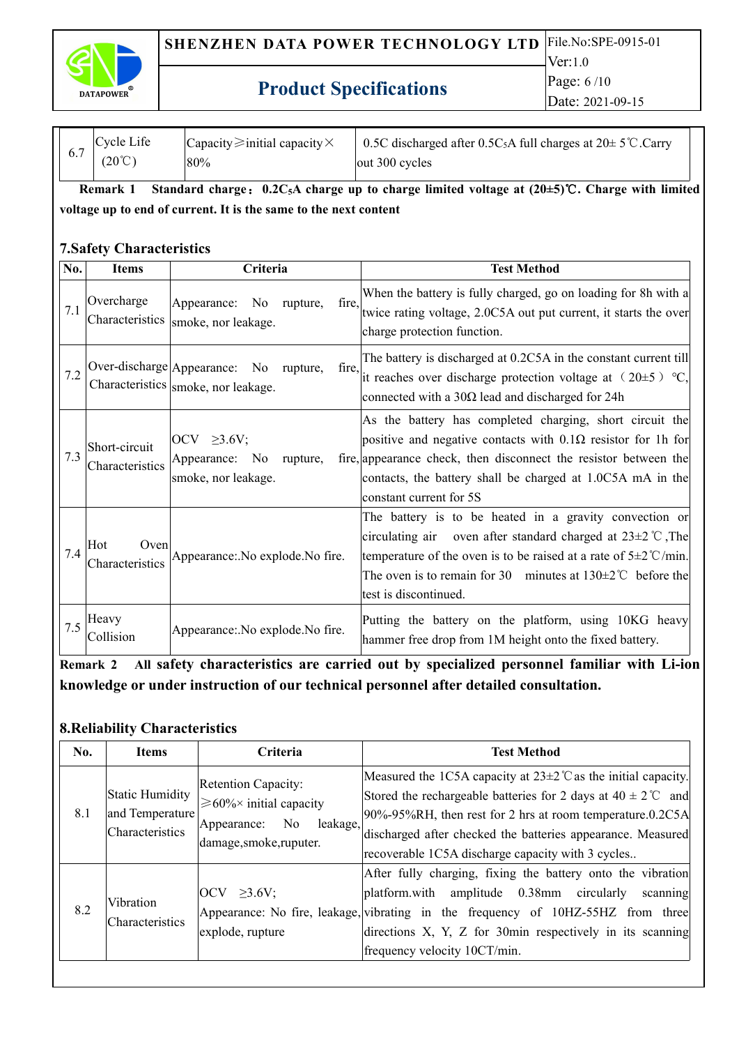| 6.7 | Cycle Life (20℃) | Capacity≥initial capacity×80% | 0.5C discharged after 0.5$C_5$A full charges at 20± 5℃.Carry out 300 cycles |
|---|---|---|---|

**Remark 1 Standard charge：0.2$C_5$A charge up to charge limited voltage at (20±5)℃. Charge with limited voltage up to end of current. It is the same to the next content**

## 7.Safety Characteristics

| No. | Items | Criteria | Test Method |
|---|---|---|---|
| 7.1 | Overcharge Characteristics | Appearance: No rupture, fire, smoke, nor leakage. | When the battery is fully charged, go on loading for 8h with a twice rating voltage, 2.0C5A out put current, it starts the over charge protection function. |
| 7.2 | Over-discharge Characteristics | Appearance: No rupture, fire, smoke, nor leakage. | The battery is discharged at 0.2C5A in the constant current till it reaches over discharge protection voltage at（20±5）℃, connected with a 30Ω lead and discharged for 24h |
| 7.3 | Short-circuit Characteristics | OCV ≥3.6V; Appearance: No rupture, fire, smoke, nor leakage. | As the battery has completed charging, short circuit the positive and negative contacts with 0.1Ω resistor for 1h for appearance check, then disconnect the resistor between the contacts, the battery shall be charged at 1.0C5A mA in the constant current for 5S |
| 7.4 | Hot Oven Characteristics | Appearance:.No explode.No fire. | The battery is to be heated in a gravity convection or circulating air oven after standard charged at 23±2℃,The temperature of the oven is to be raised at a rate of 5±2℃/min. The oven is to remain for 30 minutes at 130±2℃ before the test is discontinued. |
| 7.5 | Heavy Collision | Appearance:.No explode.No fire. | Putting the battery on the platform, using 10KG heavy hammer free drop from 1M height onto the fixed battery. |

**Remark 2 All safety characteristics are carried out by specialized personnel familiar with Li-ion knowledge or under instruction of our technical personnel after detailed consultation.**

## 8.Reliability Characteristics

| No. | Items | Criteria | Test Method |
|---|---|---|---|
| 8.1 | Static Humidity and Temperature Characteristics | Retention Capacity: ≥60%× initial capacity Appearance: No leakage, damage,smoke,ruputer. | Measured the 1C5A capacity at 23±2℃as the initial capacity. Stored the rechargeable batteries for 2 days at 40 ± 2℃ and 90%-95%RH, then rest for 2 hrs at room temperature.0.2C5A discharged after checked the batteries appearance. Measured recoverable 1C5A discharge capacity with 3 cycles.. |
| 8.2 | Vibration Characteristics | OCV ≥3.6V; Appearance: No fire, leakage, explode, rupture | After fully charging, fixing the battery onto the vibration platform.with amplitude 0.38mm circularly scanning vibrating in the frequency of 10HZ-55HZ from three directions X, Y, Z for 30min respectively in its scanning frequency velocity 10CT/min. |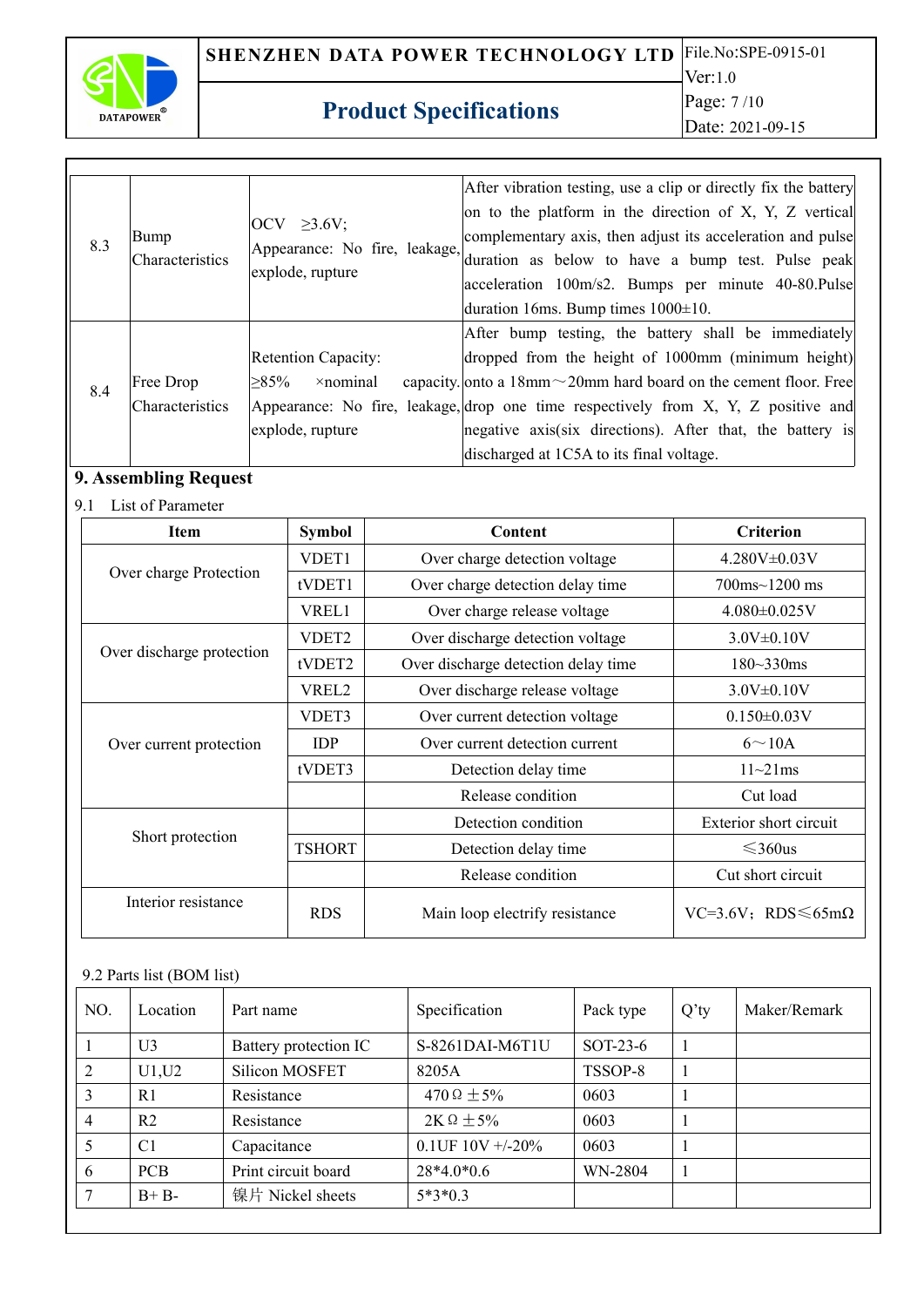| 8.3 | Bump Characteristics | OCV ≥3.6V; Appearance: No fire, leakage, explode, rupture | After vibration testing, use a clip or directly fix the battery on to the platform in the direction of X, Y, Z vertical complementary axis, then adjust its acceleration and pulse duration as below to have a bump test. Pulse peak acceleration 100m/s2. Bumps per minute 40-80.Pulse duration 16ms. Bump times 1000±10. |
|---|---|---|---|
| 8.4 | Free Drop Characteristics | Retention Capacity: ≥85% ×nominal capacity. Appearance: No fire, leakage, explode, rupture | After bump testing, the battery shall be immediately dropped from the height of 1000mm (minimum height) onto a 18mm～20mm hard board on the cement floor. Free drop one time respectively from X, Y, Z positive and negative axis(six directions). After that, the battery is discharged at 1C5A to its final voltage. |

## 9. Assembling Request

9.1 List of Parameter

| Item | Symbol | Content | Criterion |
|---|---|---|---|
| Over charge Protection | VDET1 | Over charge detection voltage | 4.280V±0.03V |
| | tVDET1 | Over charge detection delay time | 700ms~1200 ms |
| | VREL1 | Over charge release voltage | 4.080±0.025V |
| Over discharge protection | VDET2 | Over discharge detection voltage | 3.0V±0.10V |
| | tVDET2 | Over discharge detection delay time | 180~330ms |
| | VREL2 | Over discharge release voltage | 3.0V±0.10V |
| Over current protection | VDET3 | Over current detection voltage | 0.150±0.03V |
| | IDP | Over current detection current | 6～10A |
| | tVDET3 | Detection delay time | 11~21ms |
| | | Release condition | Cut load |
| Short protection | | Detection condition | Exterior short circuit |
| | TSHORT | Detection delay time | ≤360us |
| | | Release condition | Cut short circuit |
| Interior resistance | RDS | Main loop electrify resistance | VC=3.6V；RDS≤65mΩ |

9.2 Parts list (BOM list)

| NO. | Location | Part name | Specification | Pack type | Q'ty | Maker/Remark |
|---|---|---|---|---|---|---|
| 1 | U3 | Battery protection IC | S-8261DAI-M6T1U | SOT-23-6 | 1 | |
| 2 | U1,U2 | Silicon MOSFET | 8205A | TSSOP-8 | 1 | |
| 3 | R1 | Resistance | 470Ω ±5% | 0603 | 1 | |
| 4 | R2 | Resistance | 2KΩ ±5% | 0603 | 1 | |
| 5 | C1 | Capacitance | 0.1UF 10V +/-20% | 0603 | 1 | |
| 6 | PCB | Print circuit board | 28*4.0*0.6 | WN-2804 | 1 | |
| 7 | B+ B- | 镍片 Nickel sheets | 5*3*0.3 | | | |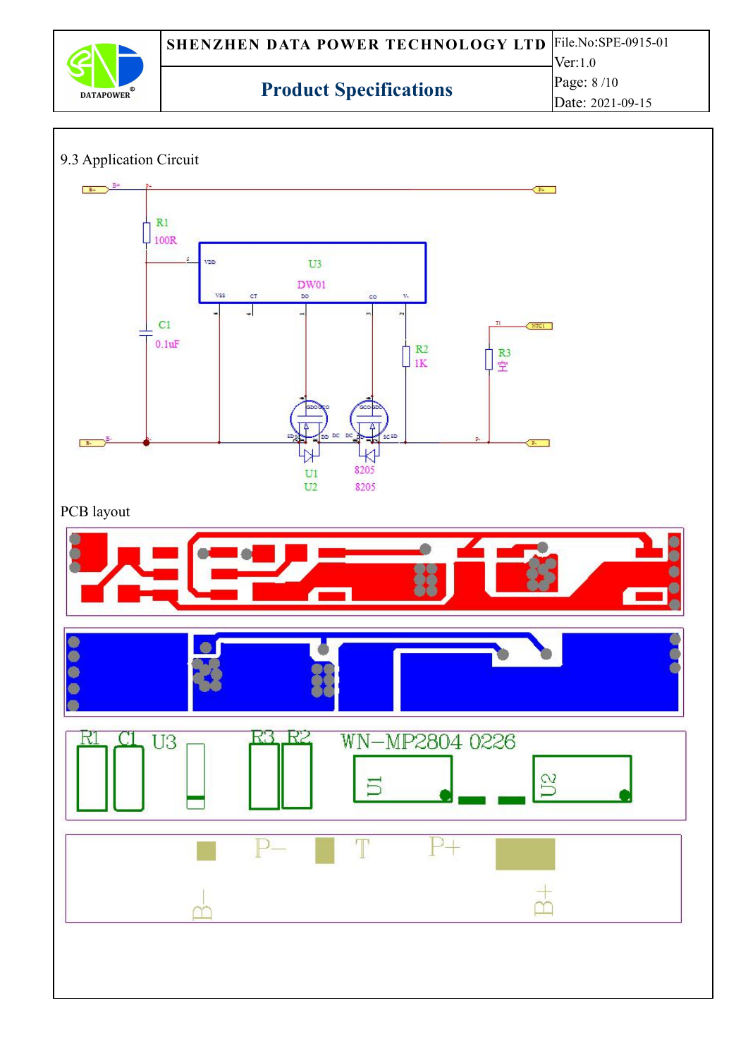## 9.3 Application Circuit

B+ B+ P+ P+

R1 100R

VDD U3 DW01

VSS CT DO CO V-

C1 0.1uF

R2 1K

R3 空

NTC1

B- B- P- P-

U1 U2 8205 8205

## PCB layout

R1 C1 U3 R3 R2 WN-MP2804 0226

U1 U2

P- T P+

B- B+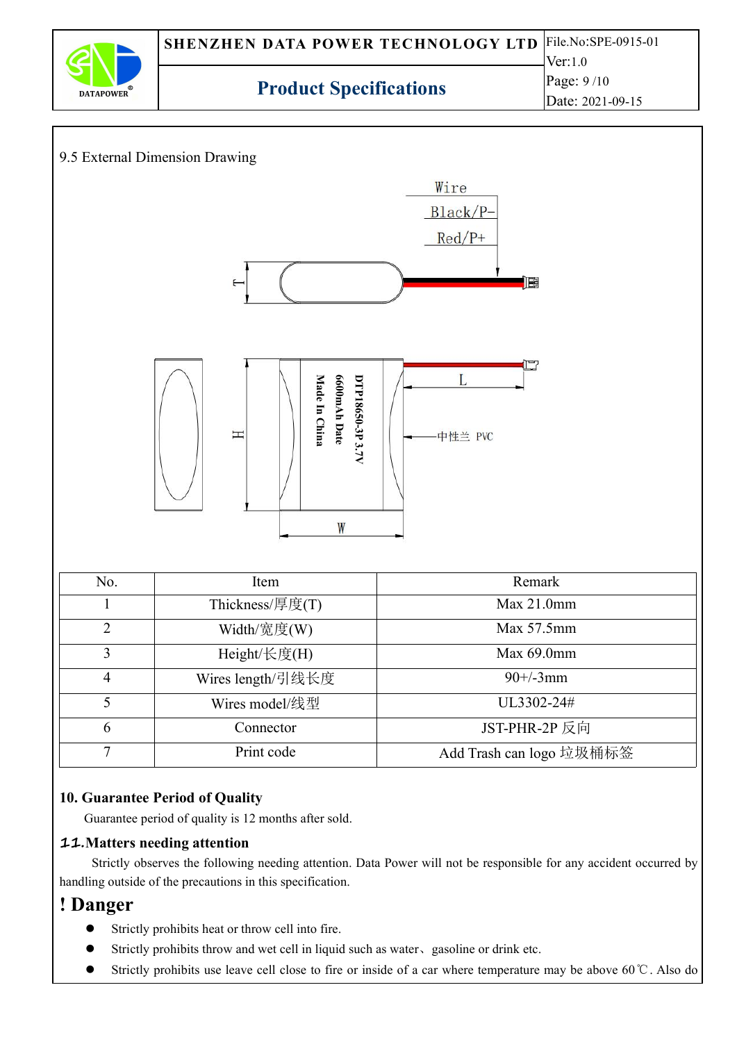9.5 External Dimension Drawing

| No. | Item | Remark |
|---|---|---|
| 1 | Thickness/厚度(T) | Max 21.0mm |
| 2 | Width/宽度(W) | Max 57.5mm |
| 3 | Height/长度(H) | Max 69.0mm |
| 4 | Wires length/引线长度 | 90+/-3mm |
| 5 | Wires model/线型 | UL3302-24# |
| 6 | Connector | JST-PHR-2P 反向 |
| 7 | Print code | Add Trash can logo 垃圾桶标签 |

**10. Guarantee Period of Quality**

Guarantee period of quality is 12 months after sold.

**11.Matters needing attention**

Strictly observes the following needing attention. Data Power will not be responsible for any accident occurred by handling outside of the precautions in this specification.

## ! Danger

- Strictly prohibits heat or throw cell into fire.
- Strictly prohibits throw and wet cell in liquid such as water、gasoline or drink etc.
- Strictly prohibits use leave cell close to fire or inside of a car where temperature may be above 60℃. Also do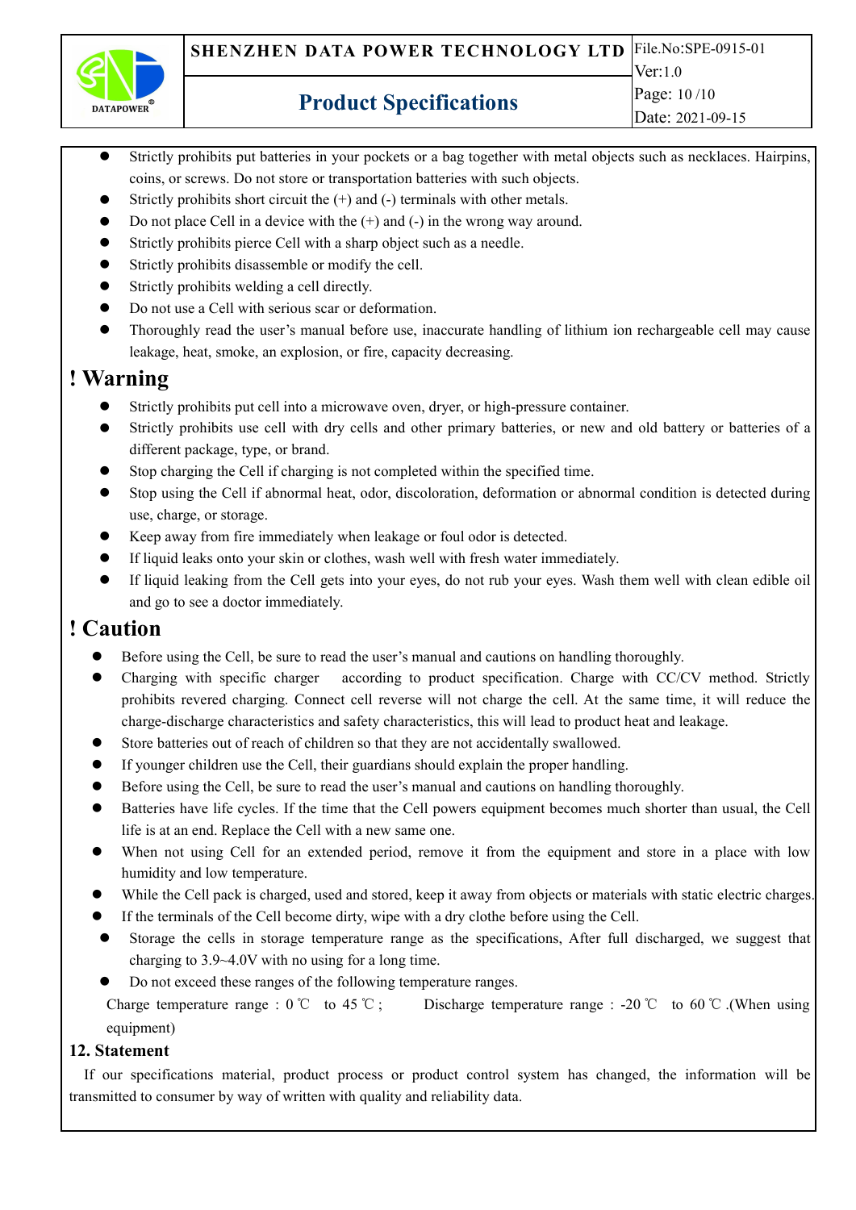- Strictly prohibits put batteries in your pockets or a bag together with metal objects such as necklaces. Hairpins, coins, or screws. Do not store or transportation batteries with such objects.
- Strictly prohibits short circuit the (+) and (-) terminals with other metals.
- Do not place Cell in a device with the (+) and (-) in the wrong way around.
- Strictly prohibits pierce Cell with a sharp object such as a needle.
- Strictly prohibits disassemble or modify the cell.
- Strictly prohibits welding a cell directly.
- Do not use a Cell with serious scar or deformation.
- Thoroughly read the user's manual before use, inaccurate handling of lithium ion rechargeable cell may cause leakage, heat, smoke, an explosion, or fire, capacity decreasing.

## ! Warning

- Strictly prohibits put cell into a microwave oven, dryer, or high-pressure container.
- Strictly prohibits use cell with dry cells and other primary batteries, or new and old battery or batteries of a different package, type, or brand.
- Stop charging the Cell if charging is not completed within the specified time.
- Stop using the Cell if abnormal heat, odor, discoloration, deformation or abnormal condition is detected during use, charge, or storage.
- Keep away from fire immediately when leakage or foul odor is detected.
- If liquid leaks onto your skin or clothes, wash well with fresh water immediately.
- If liquid leaking from the Cell gets into your eyes, do not rub your eyes. Wash them well with clean edible oil and go to see a doctor immediately.

## ! Caution

- Before using the Cell, be sure to read the user's manual and cautions on handling thoroughly.
- Charging with specific charger according to product specification. Charge with CC/CV method. Strictly prohibits revered charging. Connect cell reverse will not charge the cell. At the same time, it will reduce the charge-discharge characteristics and safety characteristics, this will lead to product heat and leakage.
- Store batteries out of reach of children so that they are not accidentally swallowed.
- If younger children use the Cell, their guardians should explain the proper handling.
- Before using the Cell, be sure to read the user's manual and cautions on handling thoroughly.
- Batteries have life cycles. If the time that the Cell powers equipment becomes much shorter than usual, the Cell life is at an end. Replace the Cell with a new same one.
- When not using Cell for an extended period, remove it from the equipment and store in a place with low humidity and low temperature.
- While the Cell pack is charged, used and stored, keep it away from objects or materials with static electric charges.
- If the terminals of the Cell become dirty, wipe with a dry clothe before using the Cell.
- Storage the cells in storage temperature range as the specifications, After full discharged, we suggest that charging to 3.9~4.0V with no using for a long time.
- Do not exceed these ranges of the following temperature ranges.

  Charge temperature range : 0 ℃ to 45 ℃ ; Discharge temperature range : -20 ℃ to 60 ℃ .(When using equipment)

### 12. Statement

If our specifications material, product process or product control system has changed, the information will be transmitted to consumer by way of written with quality and reliability data.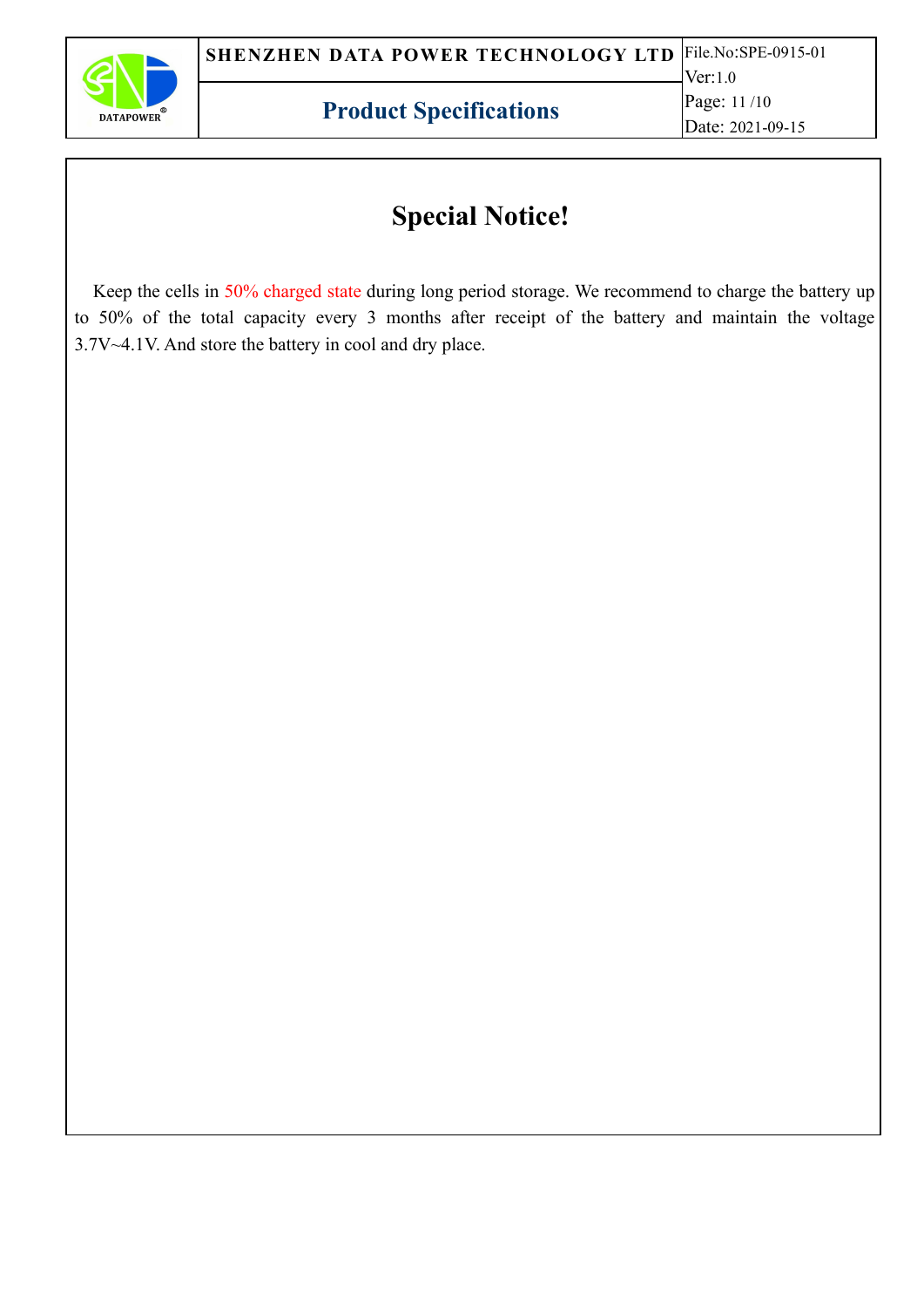# Special Notice!

Keep the cells in 50% charged state during long period storage. We recommend to charge the battery up to 50% of the total capacity every 3 months after receipt of the battery and maintain the voltage 3.7V~4.1V. And store the battery in cool and dry place.